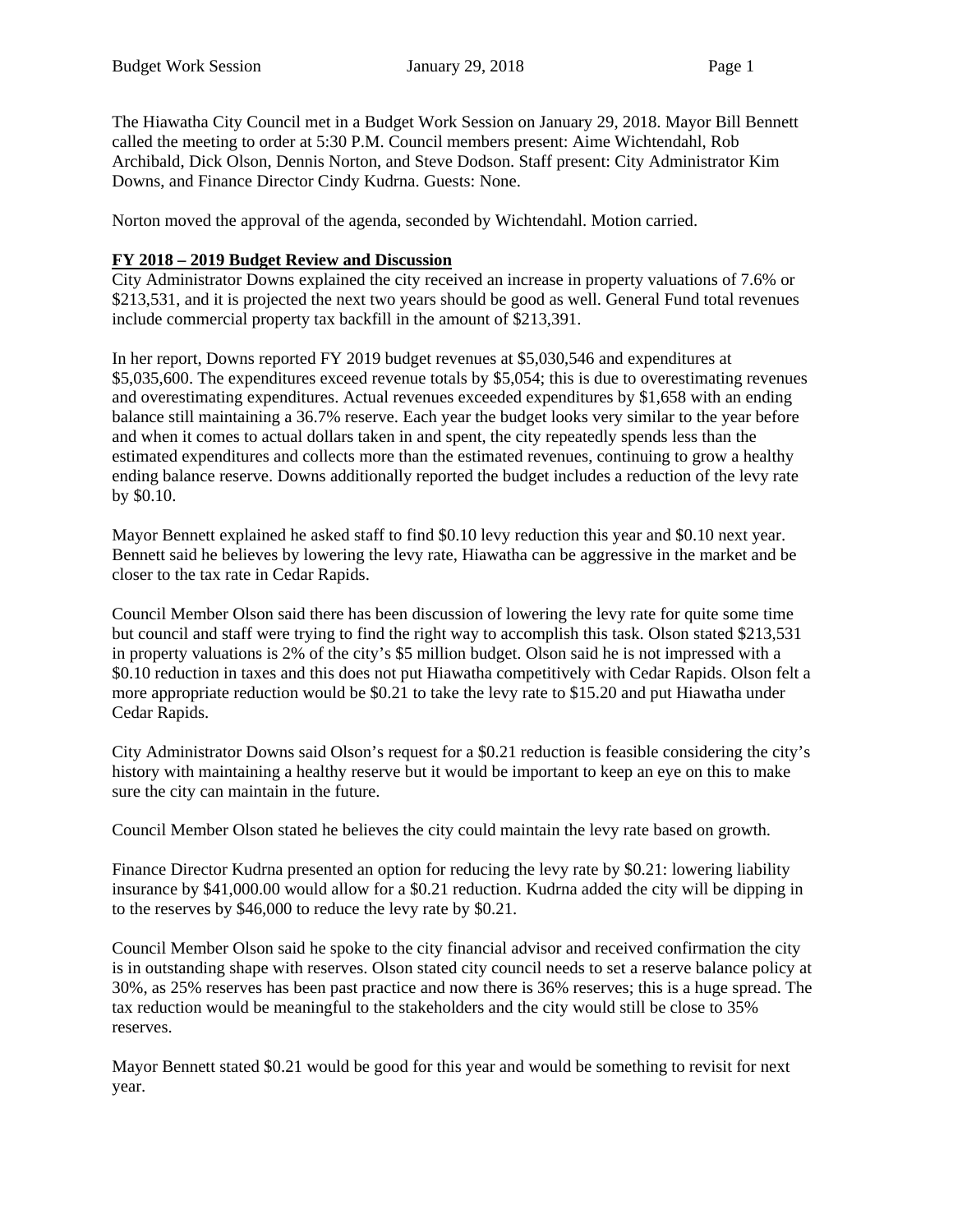The Hiawatha City Council met in a Budget Work Session on January 29, 2018. Mayor Bill Bennett called the meeting to order at 5:30 P.M. Council members present: Aime Wichtendahl, Rob Archibald, Dick Olson, Dennis Norton, and Steve Dodson. Staff present: City Administrator Kim Downs, and Finance Director Cindy Kudrna. Guests: None.

Norton moved the approval of the agenda, seconded by Wichtendahl. Motion carried.

**FY 2018 – 2019 Budget Review and Discussion**

City Administrator Downs explained the city received an increase in property valuations of 7.6% or $213,531, and it is projected the next two years should be good as well. General Fund total revenues include commercial property tax backfill in the amount of $213,391.

In her report, Downs reported FY 2019 budget revenues at $5,030,546 and expenditures at $5,035,600. The expenditures exceed revenue totals by $5,054; this is due to overestimating revenues and overestimating expenditures. Actual revenues exceeded expenditures by $1,658 with an ending balance still maintaining a 36.7% reserve. Each year the budget looks very similar to the year before and when it comes to actual dollars taken in and spent, the city repeatedly spends less than the estimated expenditures and collects more than the estimated revenues, continuing to grow a healthy ending balance reserve. Downs additionally reported the budget includes a reduction of the levy rate by $0.10.

Mayor Bennett explained he asked staff to find $0.10 levy reduction this year and $0.10 next year. Bennett said he believes by lowering the levy rate, Hiawatha can be aggressive in the market and be closer to the tax rate in Cedar Rapids.

Council Member Olson said there has been discussion of lowering the levy rate for quite some time but council and staff were trying to find the right way to accomplish this task. Olson stated $213,531 in property valuations is 2% of the city's $5 million budget. Olson said he is not impressed with a $0.10 reduction in taxes and this does not put Hiawatha competitively with Cedar Rapids. Olson felt a more appropriate reduction would be $0.21 to take the levy rate to $15.20 and put Hiawatha under Cedar Rapids.

City Administrator Downs said Olson's request for a $0.21 reduction is feasible considering the city's history with maintaining a healthy reserve but it would be important to keep an eye on this to make sure the city can maintain in the future.

Council Member Olson stated he believes the city could maintain the levy rate based on growth.

Finance Director Kudrna presented an option for reducing the levy rate by $0.21: lowering liability insurance by $41,000.00 would allow for a $0.21 reduction. Kudrna added the city will be dipping in to the reserves by $46,000 to reduce the levy rate by $0.21.

Council Member Olson said he spoke to the city financial advisor and received confirmation the city is in outstanding shape with reserves. Olson stated city council needs to set a reserve balance policy at 30%, as 25% reserves has been past practice and now there is 36% reserves; this is a huge spread. The tax reduction would be meaningful to the stakeholders and the city would still be close to 35% reserves.

Mayor Bennett stated $0.21 would be good for this year and would be something to revisit for next year.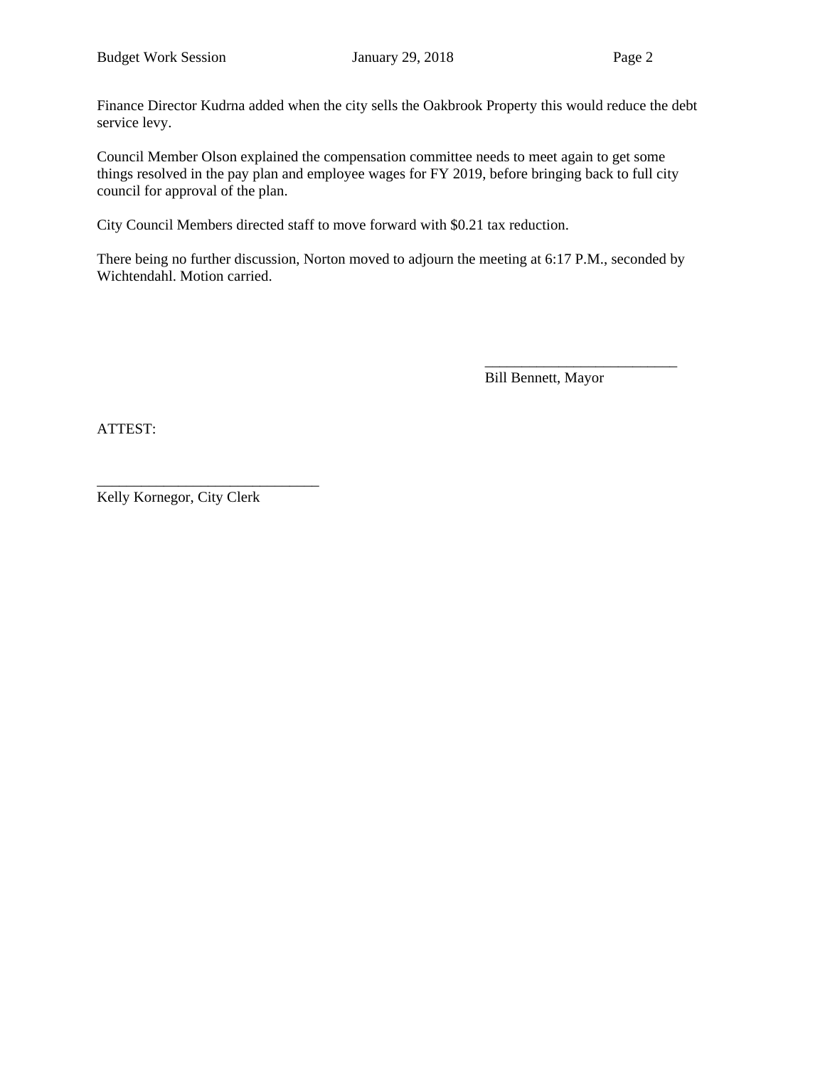Finance Director Kudrna added when the city sells the Oakbrook Property this would reduce the debt service levy.

Council Member Olson explained the compensation committee needs to meet again to get some things resolved in the pay plan and employee wages for FY 2019, before bringing back to full city council for approval of the plan.

City Council Members directed staff to move forward with $0.21 tax reduction.

There being no further discussion, Norton moved to adjourn the meeting at 6:17 P.M., seconded by Wichtendahl. Motion carried.

\_\_\_\_\_\_\_\_\_\_\_\_\_\_\_\_\_\_\_\_\_\_\_\_\_\_
Bill Bennett, Mayor

ATTEST:

\_\_\_\_\_\_\_\_\_\_\_\_\_\_\_\_\_\_\_\_\_\_\_\_\_\_\_\_\_\_
Kelly Kornegor, City Clerk